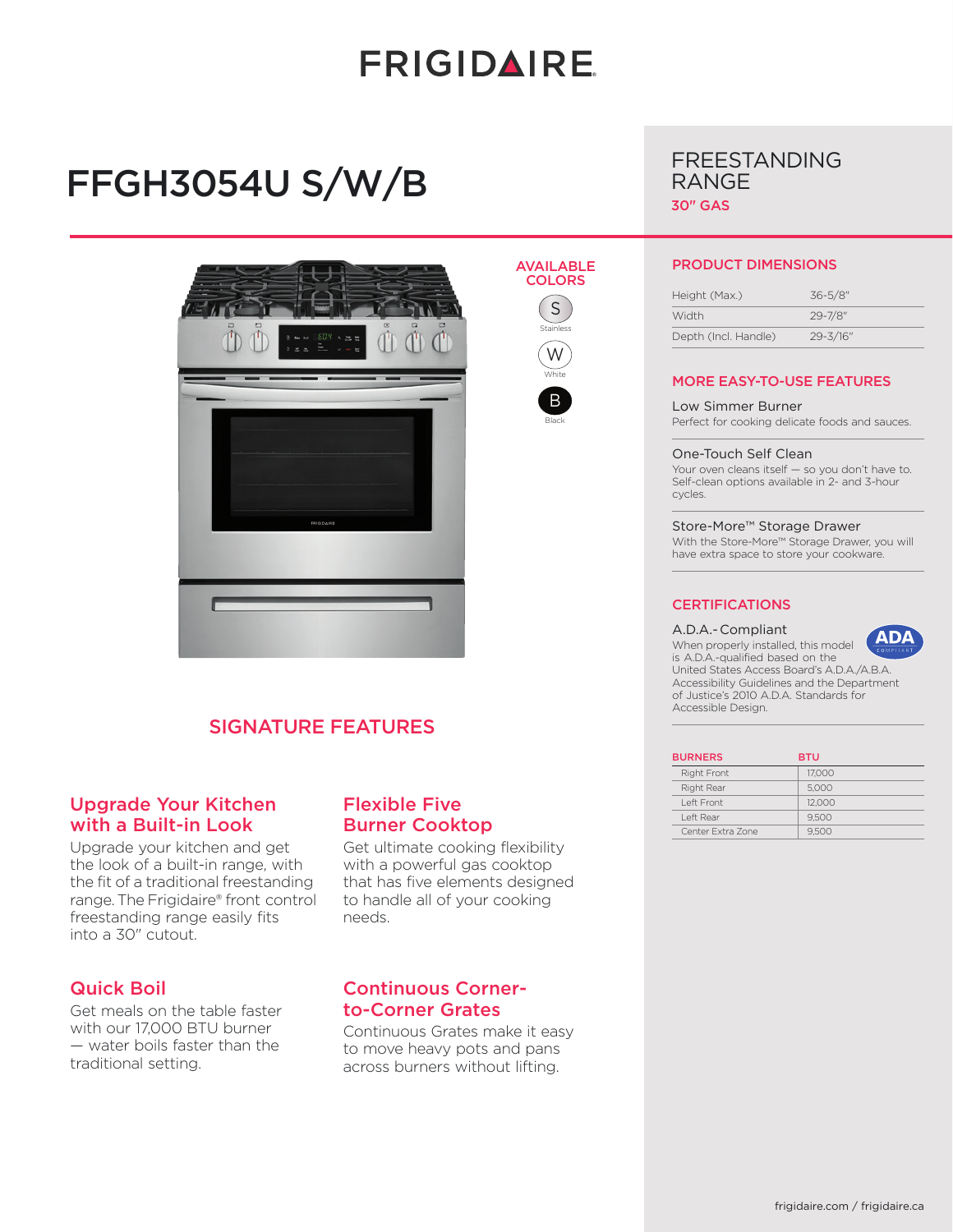# FRIGIDAIRE

# FFGH3054U S/W/B

## FREESTANDING RANGE

**30" GAS**

### AVAILABLE COLORS

- S — Stainless
- W — White
- B — Black

## SIGNATURE FEATURES

### Upgrade Your Kitchen with a Built-in Look

Upgrade your kitchen and get the look of a built-in range, with the fit of a traditional freestanding range. The Frigidaire® front control freestanding range easily fits into a 30" cutout.

### Flexible Five Burner Cooktop

Get ultimate cooking flexibility with a powerful gas cooktop that has five elements designed to handle all of your cooking needs.

### Quick Boil

Get meals on the table faster with our 17,000 BTU burner — water boils faster than the traditional setting.

### Continuous Corner-to-Corner Grates

Continuous Grates make it easy to move heavy pots and pans across burners without lifting.

## PRODUCT DIMENSIONS

| | |
|---|---|
| Height (Max.) | 36-5/8" |
| Width | 29-7/8" |
| Depth (Incl. Handle) | 29-3/16" |

## MORE EASY-TO-USE FEATURES

**Low Simmer Burner**

Perfect for cooking delicate foods and sauces.

**One-Touch Self Clean**

Your oven cleans itself — so you don't have to. Self-clean options available in 2- and 3-hour cycles.

**Store-More™ Storage Drawer**

With the Store-More™ Storage Drawer, you will have extra space to store your cookware.

## CERTIFICATIONS

**A.D.A.-Compliant**

When properly installed, this model is A.D.A.-qualified based on the United States Access Board's A.D.A./A.B.A. Accessibility Guidelines and the Department of Justice's 2010 A.D.A. Standards for Accessible Design.

| BURNERS | BTU |
|---|---|
| Right Front | 17,000 |
| Right Rear | 5,000 |
| Left Front | 12,000 |
| Left Rear | 9,500 |
| Center Extra Zone | 9,500 |

frigidaire.com / frigidaire.ca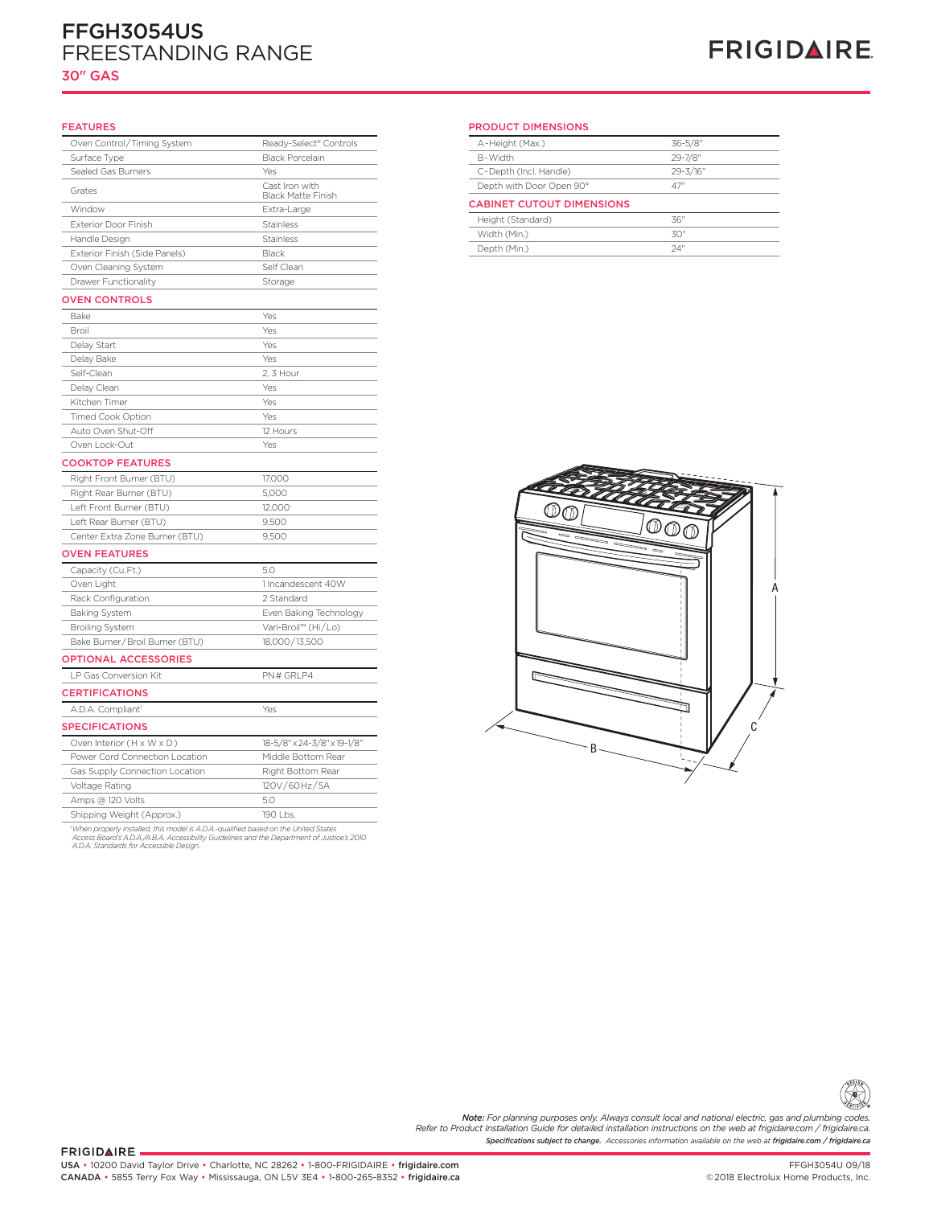# FFGH3054US
## FREESTANDING RANGE
### 30" GAS

FRIGIDAIRE

### FEATURES

| | |
|---|---|
| Oven Control/Timing System | Ready-Select® Controls |
| Surface Type | Black Porcelain |
| Sealed Gas Burners | Yes |
| Grates | Cast Iron with Black Matte Finish |
| Window | Extra-Large |
| Exterior Door Finish | Stainless |
| Handle Design | Stainless |
| Exterior Finish (Side Panels) | Black |
| Oven Cleaning System | Self Clean |
| Drawer Functionality | Storage |

### OVEN CONTROLS

| | |
|---|---|
| Bake | Yes |
| Broil | Yes |
| Delay Start | Yes |
| Delay Bake | Yes |
| Self-Clean | 2, 3 Hour |
| Delay Clean | Yes |
| Kitchen Timer | Yes |
| Timed Cook Option | Yes |
| Auto Oven Shut-Off | 12 Hours |
| Oven Lock-Out | Yes |

### COOKTOP FEATURES

| | |
|---|---|
| Right Front Burner (BTU) | 17,000 |
| Right Rear Burner (BTU) | 5,000 |
| Left Front Burner (BTU) | 12,000 |
| Left Rear Burner (BTU) | 9,500 |
| Center Extra Zone Burner (BTU) | 9,500 |

### OVEN FEATURES

| | |
|---|---|
| Capacity (Cu.Ft.) | 5.0 |
| Oven Light | 1 Incandescent 40W |
| Rack Configuration | 2 Standard |
| Baking System | Even Baking Technology |
| Broiling System | Vari-Broil™ (Hi/Lo) |
| Bake Burner/Broil Burner (BTU) | 18,000/13,500 |

### OPTIONAL ACCESSORIES

| | |
|---|---|
| LP Gas Conversion Kit | PN# GRLP4 |

### CERTIFICATIONS

| | |
|---|---|
| A.D.A. Compliant[1] | Yes |

### SPECIFICATIONS

| | |
|---|---|
| Oven Interior (H x W x D) | 18-5/8"x24-3/8"x19-1/8" |
| Power Cord Connection Location | Middle Bottom Rear |
| Gas Supply Connection Location | Right Bottom Rear |
| Voltage Rating | 120V/60Hz/5A |
| Amps @ 120 Volts | 5.0 |
| Shipping Weight (Approx.) | 190 Lbs. |

[1]*When properly installed, this model is A.D.A.-qualified based on the United States Access Board's A.D.A./A.B.A. Accessibility Guidelines and the Department of Justice's 2010 A.D.A. Standards for Accessible Design.*

### PRODUCT DIMENSIONS

| | |
|---|---|
| A-Height (Max.) | 36-5/8" |
| B-Width | 29-7/8" |
| C-Depth (Incl. Handle) | 29-3/16" |
| Depth with Door Open 90° | 47" |

### CABINET CUTOUT DIMENSIONS

| | |
|---|---|
| Height (Standard) | 36" |
| Width (Min.) | 30" |
| Depth (Min.) | 24" |

***Note:*** *For planning purposes only. Always consult local and national electric, gas and plumbing codes. Refer to Product Installation Guide for detailed installation instructions on the web at frigidaire.com / frigidaire.ca.*

***Specifications subject to change.*** *Accessories information available on the web at* ***frigidaire.com / frigidaire.ca***

FRIGIDAIRE
USA • 10200 David Taylor Drive • Charlotte, NC 28262 • 1-800-FRIGIDAIRE • **frigidaire.com**
CANADA • 5855 Terry Fox Way • Mississauga, ON L5V 3E4 • 1-800-265-8352 • **frigidaire.ca**

FFGH3054U 09/18
©2018 Electrolux Home Products, Inc.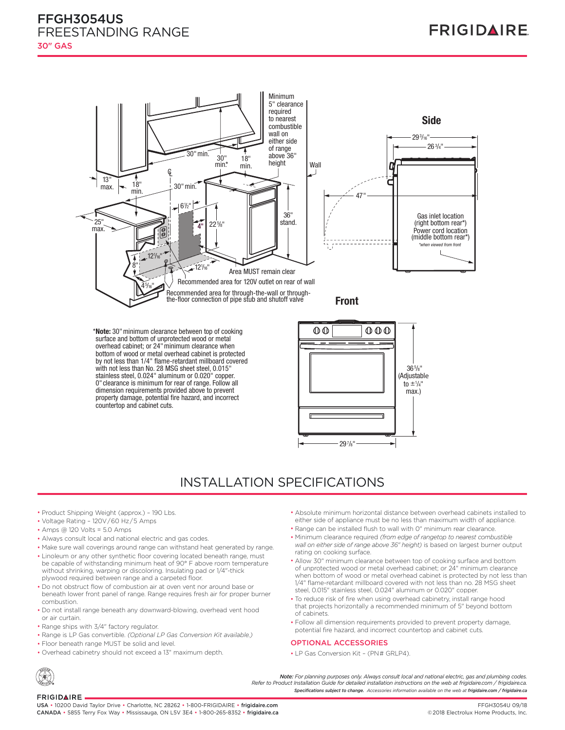# FFGH3054US

FREESTANDING RANGE

30" GAS

FRIGIDAIRE

Minimum 5" clearance required to nearest combustible wall on either side of range above 36" height

30" min.

30" min.*

18" min.

Wall

13" max.

18" min.

30" min.

6½"

4"

22⅝"

36" stand.

25" max.

12¹⁄₁₆"

8"

12¹⁄₁₆"

4⁵⁄₁₆"

Area MUST remain clear

Recommended area for 120V outlet on rear of wall

Recommended area for through-the-wall or through-the-floor connection of pipe stub and shutoff valve

**Side**

29³⁄₁₆"

26¾"

47"

Gas inlet location (right bottom rear*)
Power cord location (middle bottom rear*)
*when viewed from front

**Front**

36⅝" (Adjustable to ±¼" max.)

29⅞"

***Note:** 30" minimum clearance between top of cooking surface and bottom of unprotected wood or metal overhead cabinet; or 24" minimum clearance when bottom of wood or metal overhead cabinet is protected by not less than 1/4" flame-retardant millboard covered with not less than No. 28 MSG sheet steel, 0.015" stainless steel, 0.024" aluminum or 0.020" copper. 0" clearance is minimum for rear of range. Follow all dimension requirements provided above to prevent property damage, potential fire hazard, and incorrect countertop and cabinet cuts.

## INSTALLATION SPECIFICATIONS

- Product Shipping Weight (approx.) – 190 Lbs.
- Voltage Rating – 120V/60 Hz/5 Amps
- Amps @ 120 Volts = 5.0 Amps
- Always consult local and national electric and gas codes.
- Make sure wall coverings around range can withstand heat generated by range.
- Linoleum or any other synthetic floor covering located beneath range, must be capable of withstanding minimum heat of 90° F above room temperature without shrinking, warping or discoloring. Insulating pad or 1/4"-thick plywood required between range and a carpeted floor.
- Do not obstruct flow of combustion air at oven vent nor around base or beneath lower front panel of range. Range requires fresh air for proper burner combustion.
- Do not install range beneath any downward-blowing, overhead vent hood or air curtain.
- Range ships with 3/4" factory regulator.
- Range is LP Gas convertible. *(Optional LP Gas Conversion Kit available.)*
- Floor beneath range MUST be solid and level.
- Overhead cabinetry should not exceed a 13" maximum depth.
- Absolute minimum horizontal distance between overhead cabinets installed to either side of appliance must be no less than maximum width of appliance.
- Range can be installed flush to wall with 0" minimum rear clearance.
- Minimum clearance required *(from edge of rangetop to nearest combustible wall on either side of range above 36" height)* is based on largest burner output rating on cooking surface.
- Allow 30" minimum clearance between top of cooking surface and bottom of unprotected wood or metal overhead cabinet; or 24" minimum clearance when bottom of wood or metal overhead cabinet is protected by not less than 1/4" flame-retardant millboard covered with not less than no. 28 MSG sheet steel, 0.015" stainless steel, 0.024" aluminum or 0.020" copper.
- To reduce risk of fire when using overhead cabinetry, install range hood that projects horizontally a recommended minimum of 5" beyond bottom of cabinets.
- Follow all dimension requirements provided to prevent property damage, potential fire hazard, and incorrect countertop and cabinet cuts.

### OPTIONAL ACCESSORIES

- LP Gas Conversion Kit – (PN# GRLP4).

*Note: For planning purposes only. Always consult local and national electric, gas and plumbing codes. Refer to Product Installation Guide for detailed installation instructions on the web at frigidaire.com / frigidaire.ca.*

***Specifications subject to change.** Accessories information available on the web at **frigidaire.com / frigidaire.ca***

FRIGIDAIRE

USA • 10200 David Taylor Drive • Charlotte, NC 28262 • 1-800-FRIGIDAIRE • **frigidaire.com**
CANADA • 5855 Terry Fox Way • Mississauga, ON L5V 3E4 • 1-800-265-8352 • **frigidaire.ca**

FFGH3054U 09/18
©2018 Electrolux Home Products, Inc.